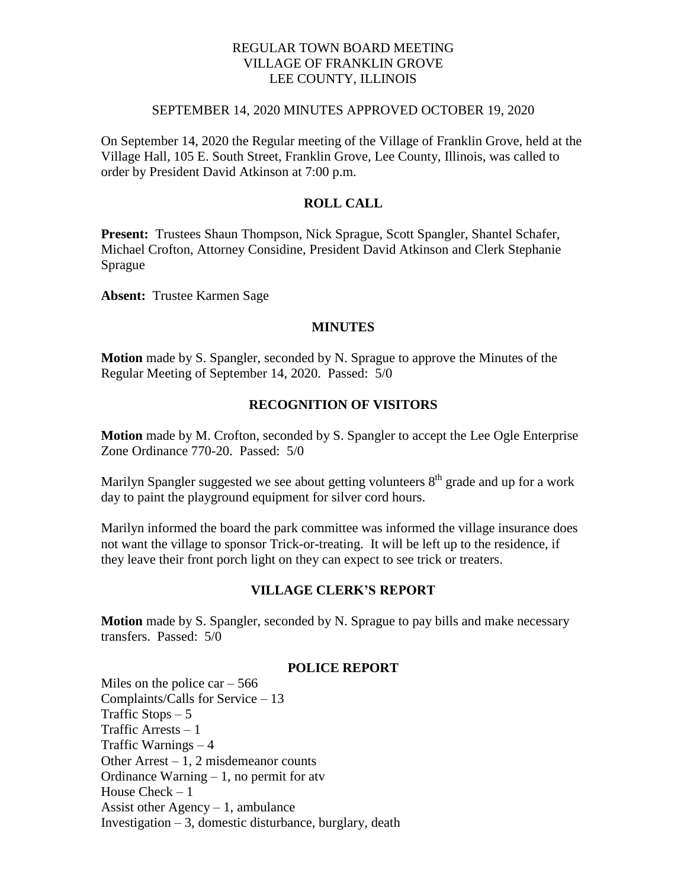REGULAR TOWN BOARD MEETING
VILLAGE OF FRANKLIN GROVE
LEE COUNTY, ILLINOIS

SEPTEMBER 14, 2020 MINUTES APPROVED OCTOBER 19, 2020

On September 14, 2020 the Regular meeting of the Village of Franklin Grove, held at the Village Hall, 105 E. South Street, Franklin Grove, Lee County, Illinois, was called to order by President David Atkinson at 7:00 p.m.

## ROLL CALL

**Present:** Trustees Shaun Thompson, Nick Sprague, Scott Spangler, Shantel Schafer, Michael Crofton, Attorney Considine, President David Atkinson and Clerk Stephanie Sprague

**Absent:** Trustee Karmen Sage

## MINUTES

**Motion** made by S. Spangler, seconded by N. Sprague to approve the Minutes of the Regular Meeting of September 14, 2020. Passed: 5/0

## RECOGNITION OF VISITORS

**Motion** made by M. Crofton, seconded by S. Spangler to accept the Lee Ogle Enterprise Zone Ordinance 770-20. Passed: 5/0

Marilyn Spangler suggested we see about getting volunteers 8th grade and up for a work day to paint the playground equipment for silver cord hours.

Marilyn informed the board the park committee was informed the village insurance does not want the village to sponsor Trick-or-treating. It will be left up to the residence, if they leave their front porch light on they can expect to see trick or treaters.

## VILLAGE CLERK'S REPORT

**Motion** made by S. Spangler, seconded by N. Sprague to pay bills and make necessary transfers. Passed: 5/0

## POLICE REPORT

Miles on the police car – 566
Complaints/Calls for Service – 13
Traffic Stops – 5
Traffic Arrests – 1
Traffic Warnings – 4
Other Arrest – 1, 2 misdemeanor counts
Ordinance Warning – 1, no permit for atv
House Check – 1
Assist other Agency – 1, ambulance
Investigation – 3, domestic disturbance, burglary, death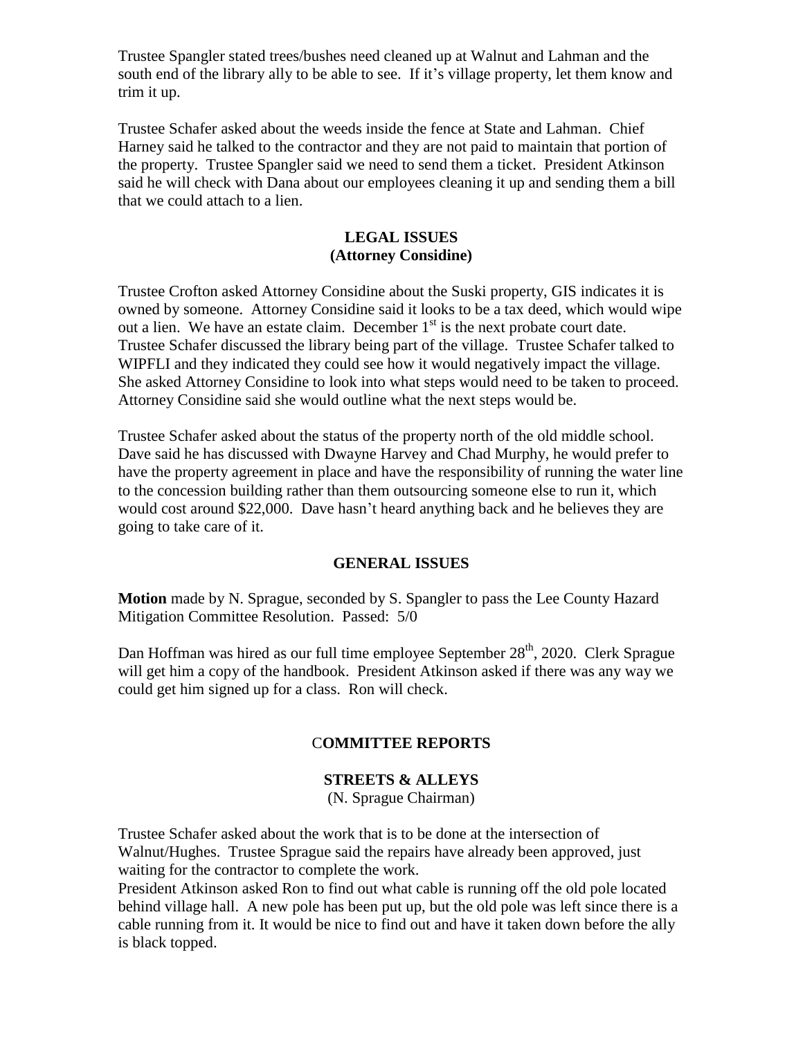Trustee Spangler stated trees/bushes need cleaned up at Walnut and Lahman and the south end of the library ally to be able to see. If it's village property, let them know and trim it up.

Trustee Schafer asked about the weeds inside the fence at State and Lahman. Chief Harney said he talked to the contractor and they are not paid to maintain that portion of the property. Trustee Spangler said we need to send them a ticket. President Atkinson said he will check with Dana about our employees cleaning it up and sending them a bill that we could attach to a lien.

## LEGAL ISSUES
## (Attorney Considine)

Trustee Crofton asked Attorney Considine about the Suski property, GIS indicates it is owned by someone. Attorney Considine said it looks to be a tax deed, which would wipe out a lien. We have an estate claim. December 1st is the next probate court date. Trustee Schafer discussed the library being part of the village. Trustee Schafer talked to WIPFLI and they indicated they could see how it would negatively impact the village. She asked Attorney Considine to look into what steps would need to be taken to proceed. Attorney Considine said she would outline what the next steps would be.

Trustee Schafer asked about the status of the property north of the old middle school. Dave said he has discussed with Dwayne Harvey and Chad Murphy, he would prefer to have the property agreement in place and have the responsibility of running the water line to the concession building rather than them outsourcing someone else to run it, which would cost around $22,000. Dave hasn't heard anything back and he believes they are going to take care of it.

## GENERAL ISSUES

**Motion** made by N. Sprague, seconded by S. Spangler to pass the Lee County Hazard Mitigation Committee Resolution. Passed: 5/0

Dan Hoffman was hired as our full time employee September 28th, 2020. Clerk Sprague will get him a copy of the handbook. President Atkinson asked if there was any way we could get him signed up for a class. Ron will check.

## COMMITTEE REPORTS

### STREETS & ALLEYS
(N. Sprague Chairman)

Trustee Schafer asked about the work that is to be done at the intersection of Walnut/Hughes. Trustee Sprague said the repairs have already been approved, just waiting for the contractor to complete the work.
President Atkinson asked Ron to find out what cable is running off the old pole located behind village hall. A new pole has been put up, but the old pole was left since there is a cable running from it. It would be nice to find out and have it taken down before the ally is black topped.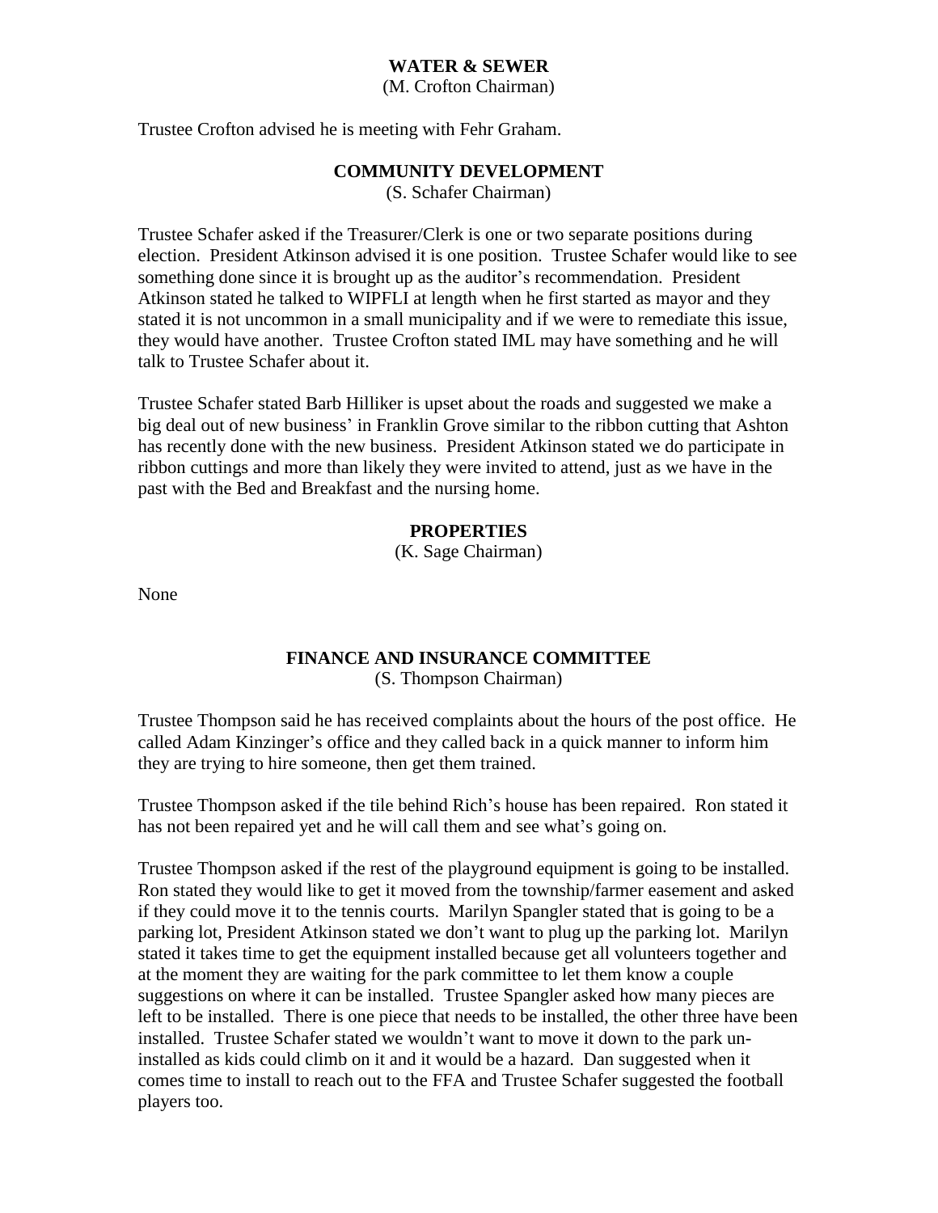## WATER & SEWER

(M. Crofton Chairman)

Trustee Crofton advised he is meeting with Fehr Graham.

## COMMUNITY DEVELOPMENT

(S. Schafer Chairman)

Trustee Schafer asked if the Treasurer/Clerk is one or two separate positions during election. President Atkinson advised it is one position. Trustee Schafer would like to see something done since it is brought up as the auditor's recommendation. President Atkinson stated he talked to WIPFLI at length when he first started as mayor and they stated it is not uncommon in a small municipality and if we were to remediate this issue, they would have another. Trustee Crofton stated IML may have something and he will talk to Trustee Schafer about it.

Trustee Schafer stated Barb Hilliker is upset about the roads and suggested we make a big deal out of new business' in Franklin Grove similar to the ribbon cutting that Ashton has recently done with the new business. President Atkinson stated we do participate in ribbon cuttings and more than likely they were invited to attend, just as we have in the past with the Bed and Breakfast and the nursing home.

## PROPERTIES

(K. Sage Chairman)

None

## FINANCE AND INSURANCE COMMITTEE

(S. Thompson Chairman)

Trustee Thompson said he has received complaints about the hours of the post office. He called Adam Kinzinger's office and they called back in a quick manner to inform him they are trying to hire someone, then get them trained.

Trustee Thompson asked if the tile behind Rich's house has been repaired. Ron stated it has not been repaired yet and he will call them and see what's going on.

Trustee Thompson asked if the rest of the playground equipment is going to be installed. Ron stated they would like to get it moved from the township/farmer easement and asked if they could move it to the tennis courts. Marilyn Spangler stated that is going to be a parking lot, President Atkinson stated we don't want to plug up the parking lot. Marilyn stated it takes time to get the equipment installed because get all volunteers together and at the moment they are waiting for the park committee to let them know a couple suggestions on where it can be installed. Trustee Spangler asked how many pieces are left to be installed. There is one piece that needs to be installed, the other three have been installed. Trustee Schafer stated we wouldn't want to move it down to the park un-installed as kids could climb on it and it would be a hazard. Dan suggested when it comes time to install to reach out to the FFA and Trustee Schafer suggested the football players too.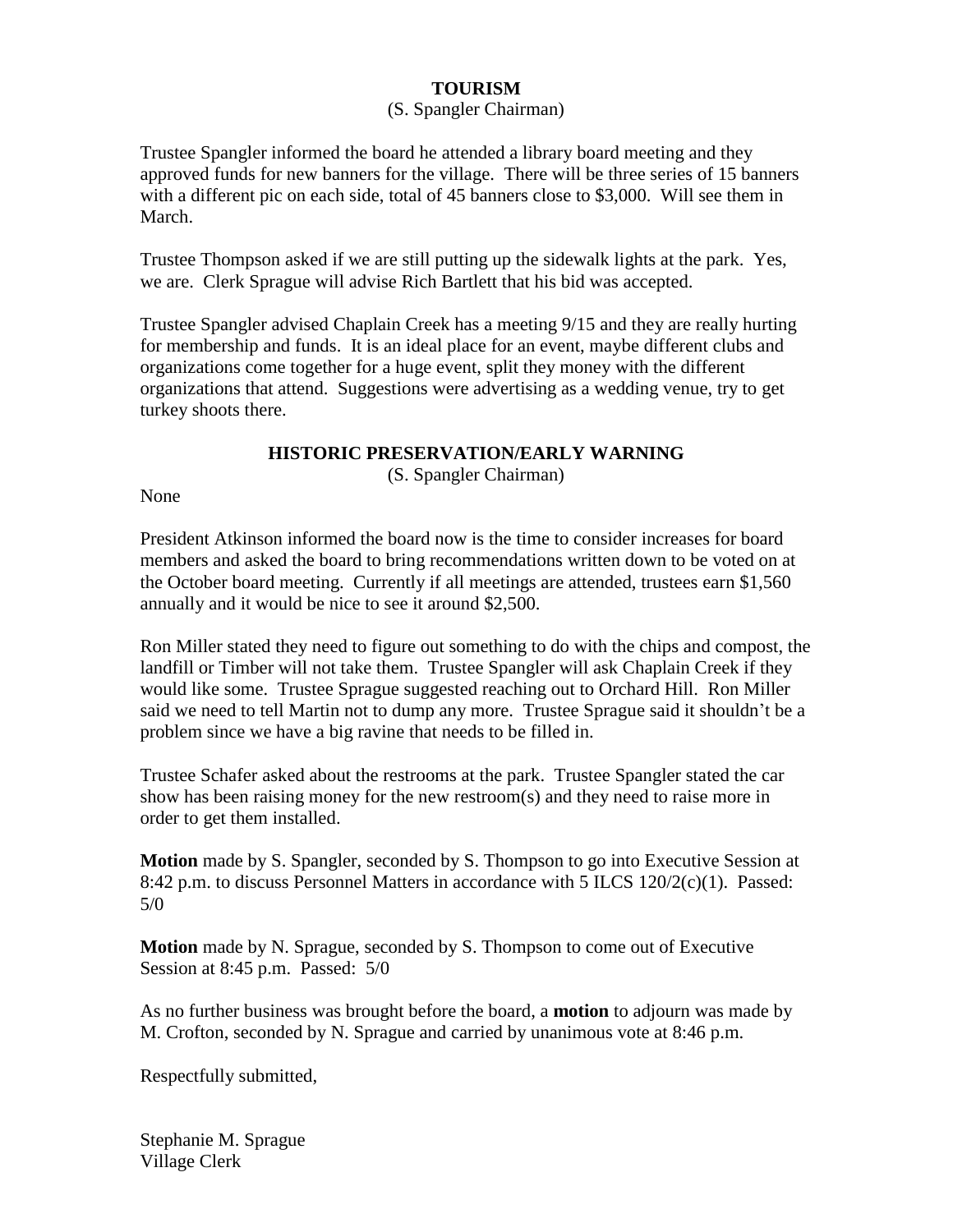## TOURISM

(S. Spangler Chairman)

Trustee Spangler informed the board he attended a library board meeting and they approved funds for new banners for the village. There will be three series of 15 banners with a different pic on each side, total of 45 banners close to $3,000. Will see them in March.

Trustee Thompson asked if we are still putting up the sidewalk lights at the park. Yes, we are. Clerk Sprague will advise Rich Bartlett that his bid was accepted.

Trustee Spangler advised Chaplain Creek has a meeting 9/15 and they are really hurting for membership and funds. It is an ideal place for an event, maybe different clubs and organizations come together for a huge event, split they money with the different organizations that attend. Suggestions were advertising as a wedding venue, try to get turkey shoots there.

## HISTORIC PRESERVATION/EARLY WARNING

(S. Spangler Chairman)

None

President Atkinson informed the board now is the time to consider increases for board members and asked the board to bring recommendations written down to be voted on at the October board meeting. Currently if all meetings are attended, trustees earn $1,560 annually and it would be nice to see it around $2,500.

Ron Miller stated they need to figure out something to do with the chips and compost, the landfill or Timber will not take them. Trustee Spangler will ask Chaplain Creek if they would like some. Trustee Sprague suggested reaching out to Orchard Hill. Ron Miller said we need to tell Martin not to dump any more. Trustee Sprague said it shouldn't be a problem since we have a big ravine that needs to be filled in.

Trustee Schafer asked about the restrooms at the park. Trustee Spangler stated the car show has been raising money for the new restroom(s) and they need to raise more in order to get them installed.

**Motion** made by S. Spangler, seconded by S. Thompson to go into Executive Session at 8:42 p.m. to discuss Personnel Matters in accordance with 5 ILCS 120/2(c)(1). Passed: 5/0

**Motion** made by N. Sprague, seconded by S. Thompson to come out of Executive Session at 8:45 p.m. Passed: 5/0

As no further business was brought before the board, a **motion** to adjourn was made by M. Crofton, seconded by N. Sprague and carried by unanimous vote at 8:46 p.m.

Respectfully submitted,

Stephanie M. Sprague
Village Clerk